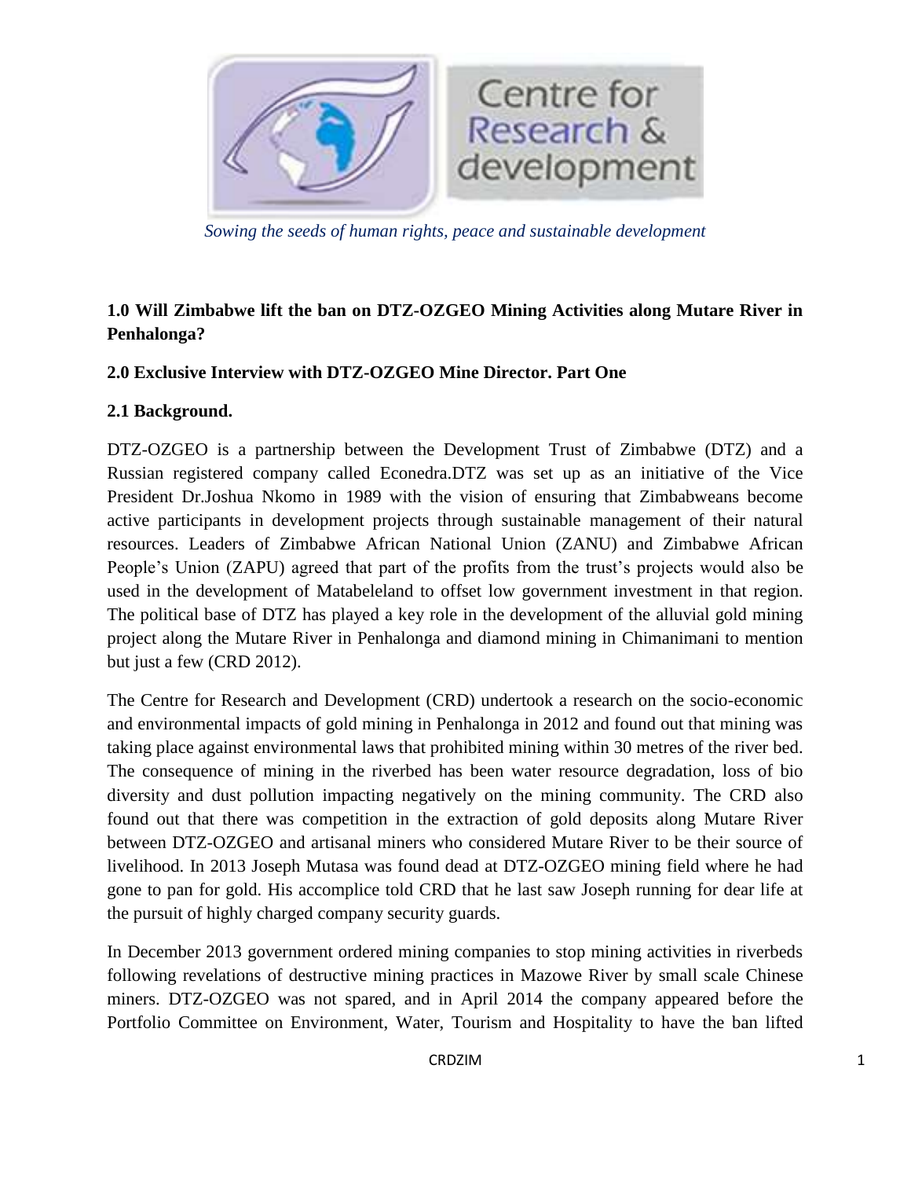Centre for Research & development

*Sowing the seeds of human rights, peace and sustainable development*

**1.0 Will Zimbabwe lift the ban on DTZ-OZGEO Mining Activities along Mutare River in Penhalonga?**

**2.0 Exclusive Interview with DTZ-OZGEO Mine Director. Part One**

**2.1 Background.**

DTZ-OZGEO is a partnership between the Development Trust of Zimbabwe (DTZ) and a Russian registered company called Econedra.DTZ was set up as an initiative of the Vice President Dr.Joshua Nkomo in 1989 with the vision of ensuring that Zimbabweans become active participants in development projects through sustainable management of their natural resources. Leaders of Zimbabwe African National Union (ZANU) and Zimbabwe African People's Union (ZAPU) agreed that part of the profits from the trust's projects would also be used in the development of Matabeleland to offset low government investment in that region. The political base of DTZ has played a key role in the development of the alluvial gold mining project along the Mutare River in Penhalonga and diamond mining in Chimanimani to mention but just a few (CRD 2012).

The Centre for Research and Development (CRD) undertook a research on the socio-economic and environmental impacts of gold mining in Penhalonga in 2012 and found out that mining was taking place against environmental laws that prohibited mining within 30 metres of the river bed. The consequence of mining in the riverbed has been water resource degradation, loss of bio diversity and dust pollution impacting negatively on the mining community. The CRD also found out that there was competition in the extraction of gold deposits along Mutare River between DTZ-OZGEO and artisanal miners who considered Mutare River to be their source of livelihood. In 2013 Joseph Mutasa was found dead at DTZ-OZGEO mining field where he had gone to pan for gold. His accomplice told CRD that he last saw Joseph running for dear life at the pursuit of highly charged company security guards.

In December 2013 government ordered mining companies to stop mining activities in riverbeds following revelations of destructive mining practices in Mazowe River by small scale Chinese miners. DTZ-OZGEO was not spared, and in April 2014 the company appeared before the Portfolio Committee on Environment, Water, Tourism and Hospitality to have the ban lifted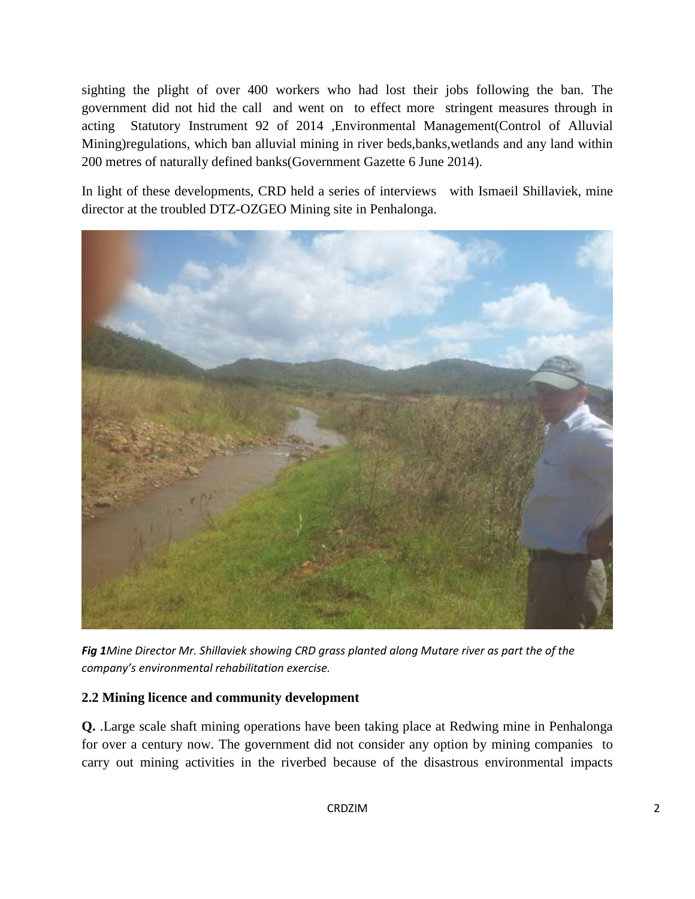sighting the plight of over 400 workers who had lost their jobs following the ban. The government did not hid the call and went on to effect more stringent measures through in acting Statutory Instrument 92 of 2014 ,Environmental Management(Control of Alluvial Mining)regulations, which ban alluvial mining in river beds,banks,wetlands and any land within 200 metres of naturally defined banks(Government Gazette 6 June 2014).

In light of these developments, CRD held a series of interviews with Ismaeil Shillaviek, mine director at the troubled DTZ-OZGEO Mining site in Penhalonga.

***Fig 1****Mine Director Mr. Shillaviek showing CRD grass planted along Mutare river as part the of the company's environmental rehabilitation exercise.*

### 2.2 Mining licence and community development

**Q.** .Large scale shaft mining operations have been taking place at Redwing mine in Penhalonga for over a century now. The government did not consider any option by mining companies to carry out mining activities in the riverbed because of the disastrous environmental impacts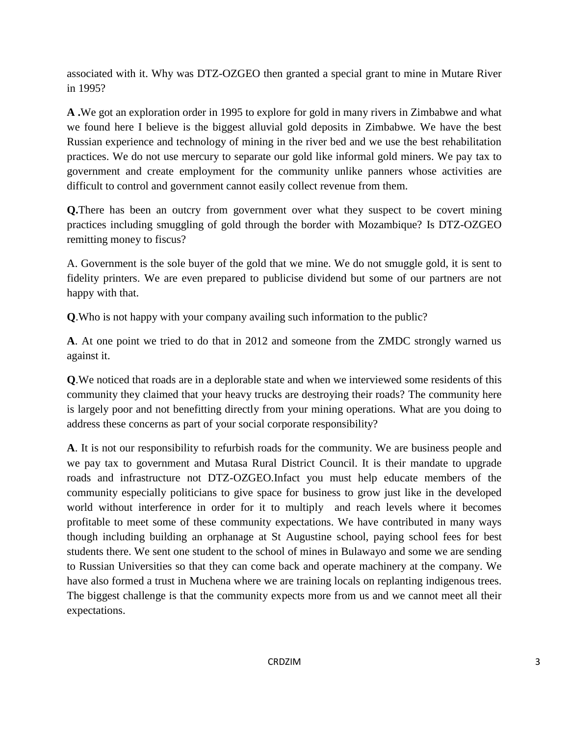associated with it. Why was DTZ-OZGEO then granted a special grant to mine in Mutare River in 1995?

**A .**We got an exploration order in 1995 to explore for gold in many rivers in Zimbabwe and what we found here I believe is the biggest alluvial gold deposits in Zimbabwe. We have the best Russian experience and technology of mining in the river bed and we use the best rehabilitation practices. We do not use mercury to separate our gold like informal gold miners. We pay tax to government and create employment for the community unlike panners whose activities are difficult to control and government cannot easily collect revenue from them.

**Q.**There has been an outcry from government over what they suspect to be covert mining practices including smuggling of gold through the border with Mozambique? Is DTZ-OZGEO remitting money to fiscus?

A. Government is the sole buyer of the gold that we mine. We do not smuggle gold, it is sent to fidelity printers. We are even prepared to publicise dividend but some of our partners are not happy with that.

**Q**.Who is not happy with your company availing such information to the public?

**A**. At one point we tried to do that in 2012 and someone from the ZMDC strongly warned us against it.

**Q**.We noticed that roads are in a deplorable state and when we interviewed some residents of this community they claimed that your heavy trucks are destroying their roads? The community here is largely poor and not benefitting directly from your mining operations. What are you doing to address these concerns as part of your social corporate responsibility?

**A**. It is not our responsibility to refurbish roads for the community. We are business people and we pay tax to government and Mutasa Rural District Council. It is their mandate to upgrade roads and infrastructure not DTZ-OZGEO.Infact you must help educate members of the community especially politicians to give space for business to grow just like in the developed world without interference in order for it to multiply and reach levels where it becomes profitable to meet some of these community expectations. We have contributed in many ways though including building an orphanage at St Augustine school, paying school fees for best students there. We sent one student to the school of mines in Bulawayo and some we are sending to Russian Universities so that they can come back and operate machinery at the company. We have also formed a trust in Muchena where we are training locals on replanting indigenous trees. The biggest challenge is that the community expects more from us and we cannot meet all their expectations.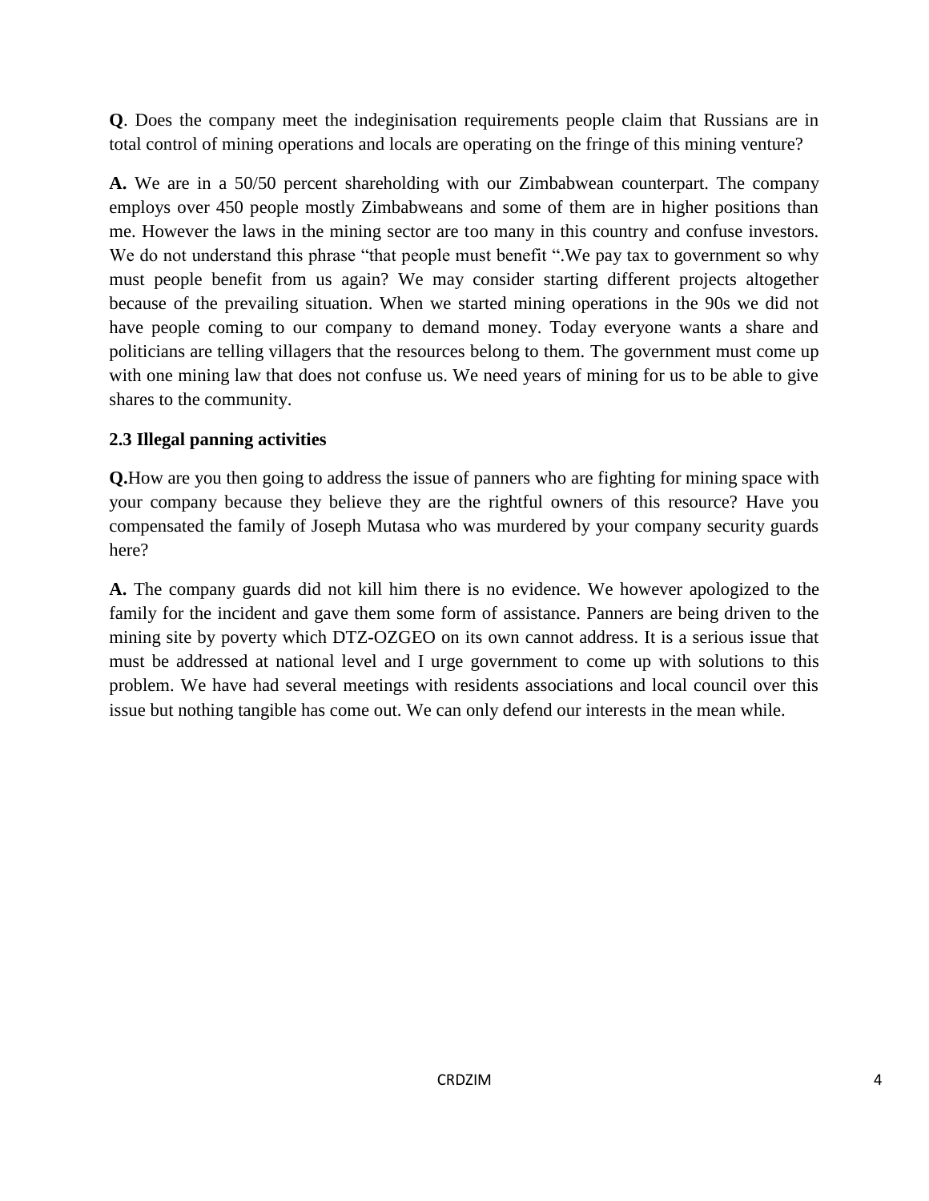**Q**. Does the company meet the indeginisation requirements people claim that Russians are in total control of mining operations and locals are operating on the fringe of this mining venture?

**A.** We are in a 50/50 percent shareholding with our Zimbabwean counterpart. The company employs over 450 people mostly Zimbabweans and some of them are in higher positions than me. However the laws in the mining sector are too many in this country and confuse investors. We do not understand this phrase "that people must benefit ".We pay tax to government so why must people benefit from us again? We may consider starting different projects altogether because of the prevailing situation. When we started mining operations in the 90s we did not have people coming to our company to demand money. Today everyone wants a share and politicians are telling villagers that the resources belong to them. The government must come up with one mining law that does not confuse us. We need years of mining for us to be able to give shares to the community.

### 2.3 Illegal panning activities

**Q.**How are you then going to address the issue of panners who are fighting for mining space with your company because they believe they are the rightful owners of this resource? Have you compensated the family of Joseph Mutasa who was murdered by your company security guards here?

**A.** The company guards did not kill him there is no evidence. We however apologized to the family for the incident and gave them some form of assistance. Panners are being driven to the mining site by poverty which DTZ-OZGEO on its own cannot address. It is a serious issue that must be addressed at national level and I urge government to come up with solutions to this problem. We have had several meetings with residents associations and local council over this issue but nothing tangible has come out. We can only defend our interests in the mean while.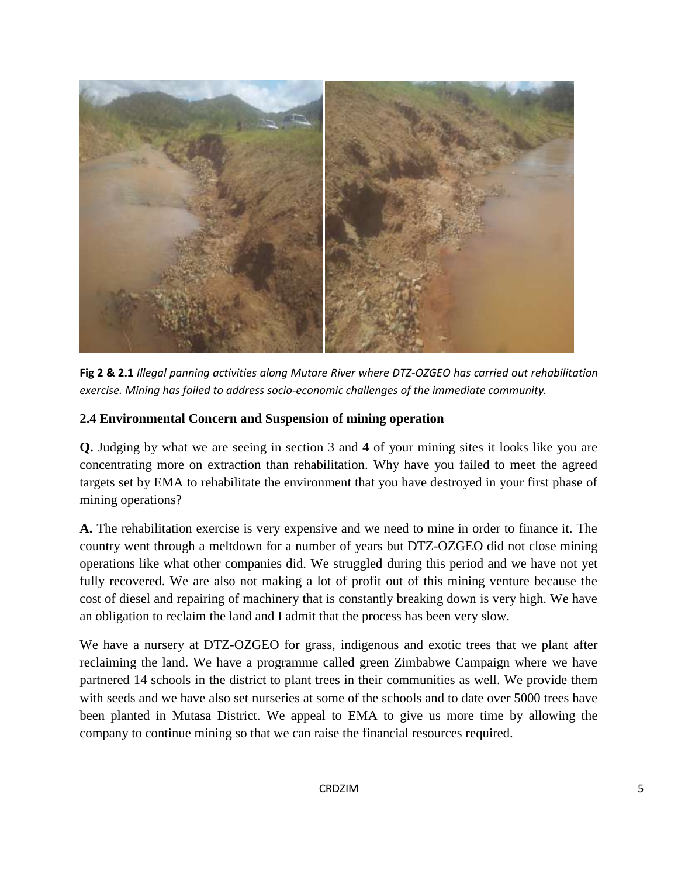**Fig 2 & 2.1** *Illegal panning activities along Mutare River where DTZ-OZGEO has carried out rehabilitation exercise. Mining has failed to address socio-economic challenges of the immediate community.*

### 2.4 Environmental Concern and Suspension of mining operation

**Q.** Judging by what we are seeing in section 3 and 4 of your mining sites it looks like you are concentrating more on extraction than rehabilitation. Why have you failed to meet the agreed targets set by EMA to rehabilitate the environment that you have destroyed in your first phase of mining operations?

**A.** The rehabilitation exercise is very expensive and we need to mine in order to finance it. The country went through a meltdown for a number of years but DTZ-OZGEO did not close mining operations like what other companies did. We struggled during this period and we have not yet fully recovered. We are also not making a lot of profit out of this mining venture because the cost of diesel and repairing of machinery that is constantly breaking down is very high. We have an obligation to reclaim the land and I admit that the process has been very slow.

We have a nursery at DTZ-OZGEO for grass, indigenous and exotic trees that we plant after reclaiming the land. We have a programme called green Zimbabwe Campaign where we have partnered 14 schools in the district to plant trees in their communities as well. We provide them with seeds and we have also set nurseries at some of the schools and to date over 5000 trees have been planted in Mutasa District. We appeal to EMA to give us more time by allowing the company to continue mining so that we can raise the financial resources required.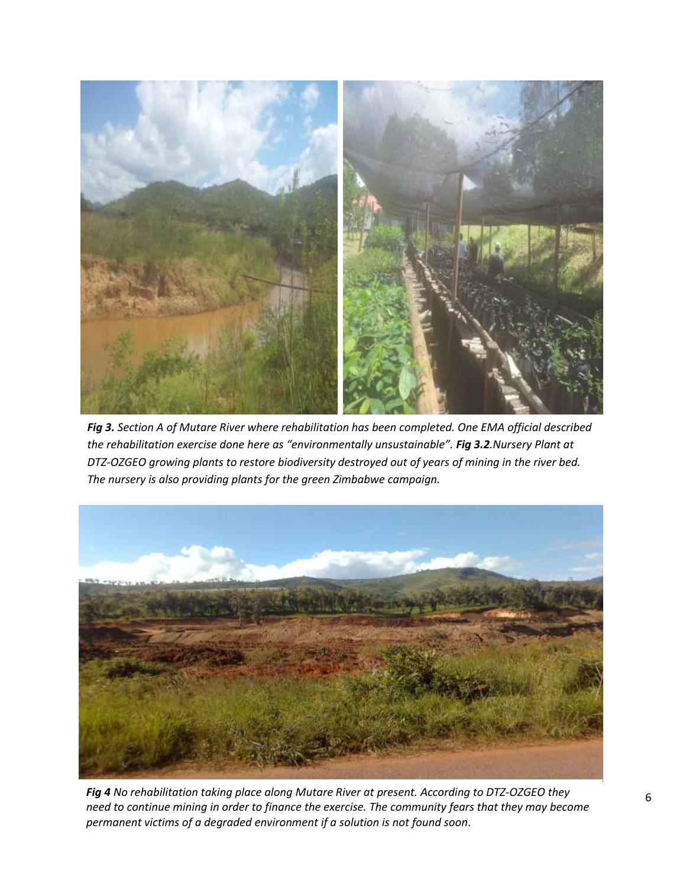***Fig 3.*** *Section A of Mutare River where rehabilitation has been completed. One EMA official described the rehabilitation exercise done here as "environmentally unsustainable".* ***Fig 3.2****.Nursery Plant at DTZ-OZGEO growing plants to restore biodiversity destroyed out of years of mining in the river bed. The nursery is also providing plants for the green Zimbabwe campaign.*

***Fig 4*** *No rehabilitation taking place along Mutare River at present. According to DTZ-OZGEO they need to continue mining in order to finance the exercise. The community fears that they may become permanent victims of a degraded environment if a solution is not found soon*.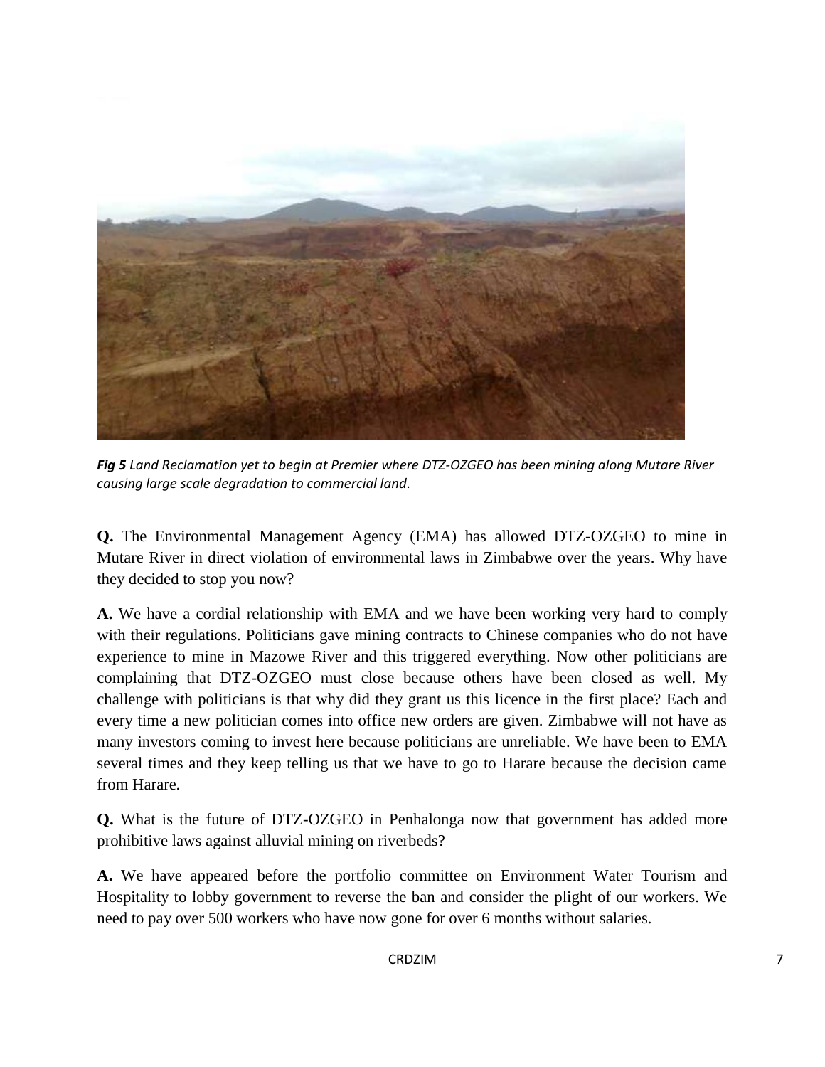***Fig 5*** *Land Reclamation yet to begin at Premier where DTZ-OZGEO has been mining along Mutare River causing large scale degradation to commercial land.*

**Q.** The Environmental Management Agency (EMA) has allowed DTZ-OZGEO to mine in Mutare River in direct violation of environmental laws in Zimbabwe over the years. Why have they decided to stop you now?

**A.** We have a cordial relationship with EMA and we have been working very hard to comply with their regulations. Politicians gave mining contracts to Chinese companies who do not have experience to mine in Mazowe River and this triggered everything. Now other politicians are complaining that DTZ-OZGEO must close because others have been closed as well. My challenge with politicians is that why did they grant us this licence in the first place? Each and every time a new politician comes into office new orders are given. Zimbabwe will not have as many investors coming to invest here because politicians are unreliable. We have been to EMA several times and they keep telling us that we have to go to Harare because the decision came from Harare.

**Q.** What is the future of DTZ-OZGEO in Penhalonga now that government has added more prohibitive laws against alluvial mining on riverbeds?

**A.** We have appeared before the portfolio committee on Environment Water Tourism and Hospitality to lobby government to reverse the ban and consider the plight of our workers. We need to pay over 500 workers who have now gone for over 6 months without salaries.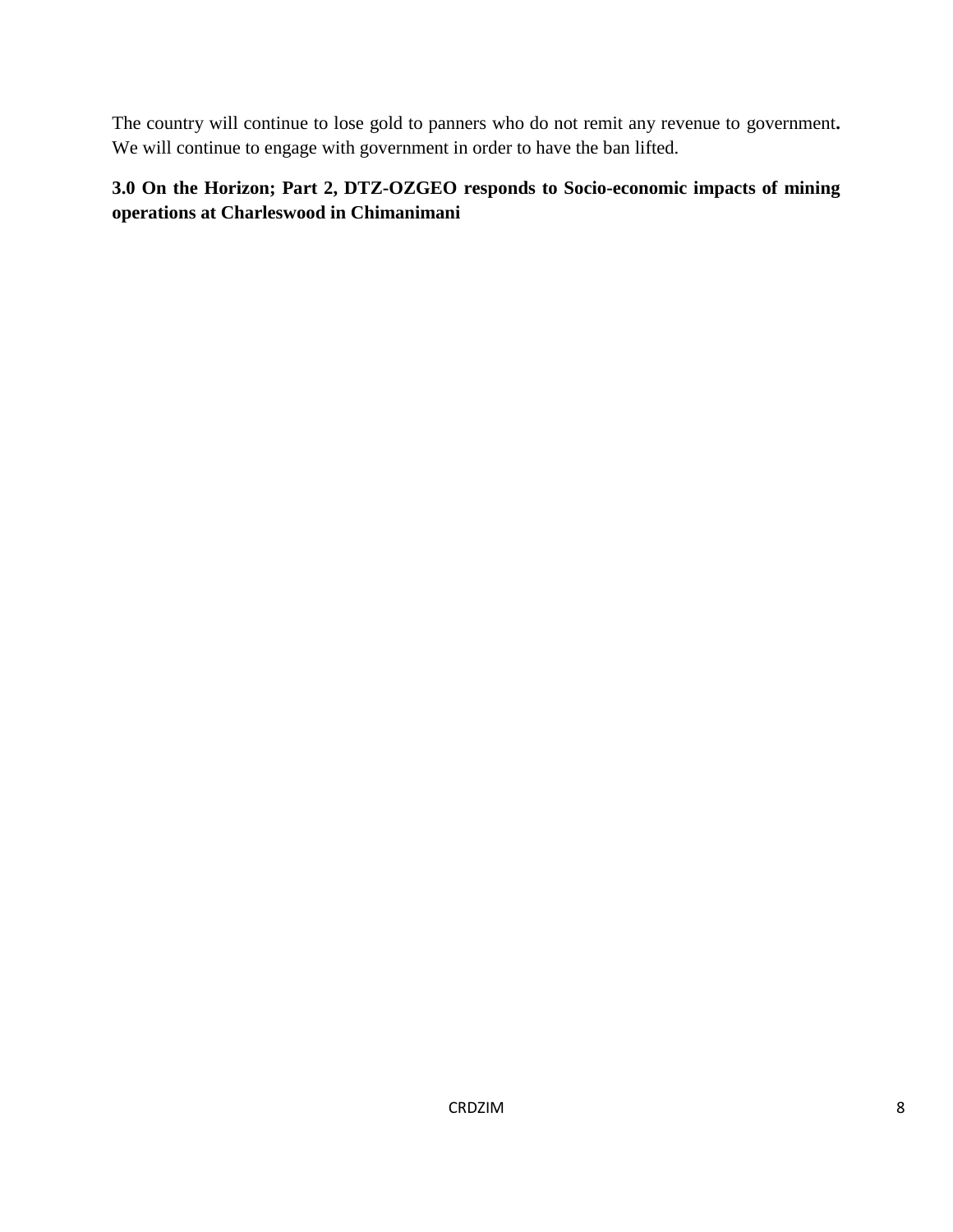The country will continue to lose gold to panners who do not remit any revenue to government**.** We will continue to engage with government in order to have the ban lifted.

## 3.0 On the Horizon; Part 2, DTZ-OZGEO responds to Socio-economic impacts of mining operations at Charleswood in Chimanimani